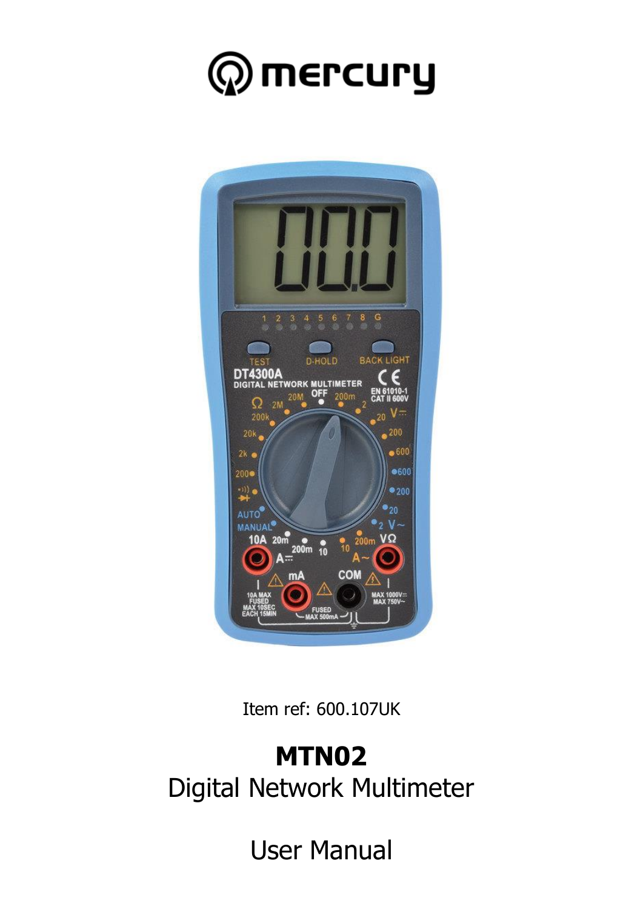mercury

Item ref: 600.107UK

# MTN02

Digital Network Multimeter

User Manual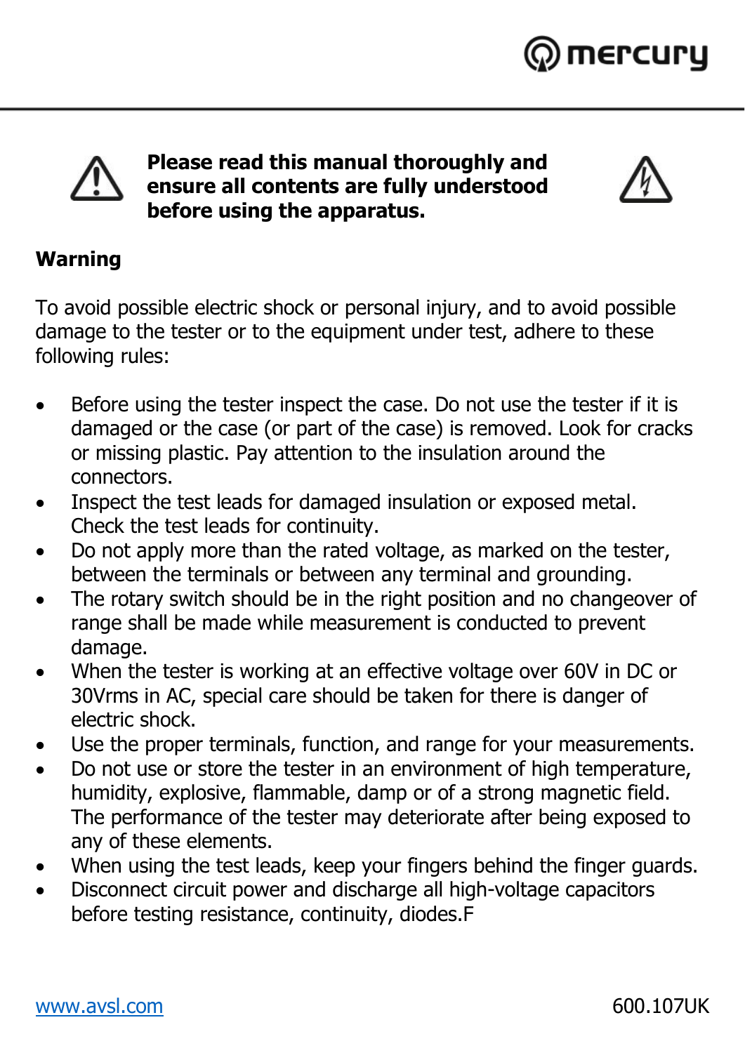**Please read this manual thoroughly and ensure all contents are fully understood before using the apparatus.**

## Warning

To avoid possible electric shock or personal injury, and to avoid possible damage to the tester or to the equipment under test, adhere to these following rules:

- Before using the tester inspect the case. Do not use the tester if it is damaged or the case (or part of the case) is removed. Look for cracks or missing plastic. Pay attention to the insulation around the connectors.
- Inspect the test leads for damaged insulation or exposed metal. Check the test leads for continuity.
- Do not apply more than the rated voltage, as marked on the tester, between the terminals or between any terminal and grounding.
- The rotary switch should be in the right position and no changeover of range shall be made while measurement is conducted to prevent damage.
- When the tester is working at an effective voltage over 60V in DC or 30Vrms in AC, special care should be taken for there is danger of electric shock.
- Use the proper terminals, function, and range for your measurements.
- Do not use or store the tester in an environment of high temperature, humidity, explosive, flammable, damp or of a strong magnetic field. The performance of the tester may deteriorate after being exposed to any of these elements.
- When using the test leads, keep your fingers behind the finger guards.
- Disconnect circuit power and discharge all high-voltage capacitors before testing resistance, continuity, diodes.F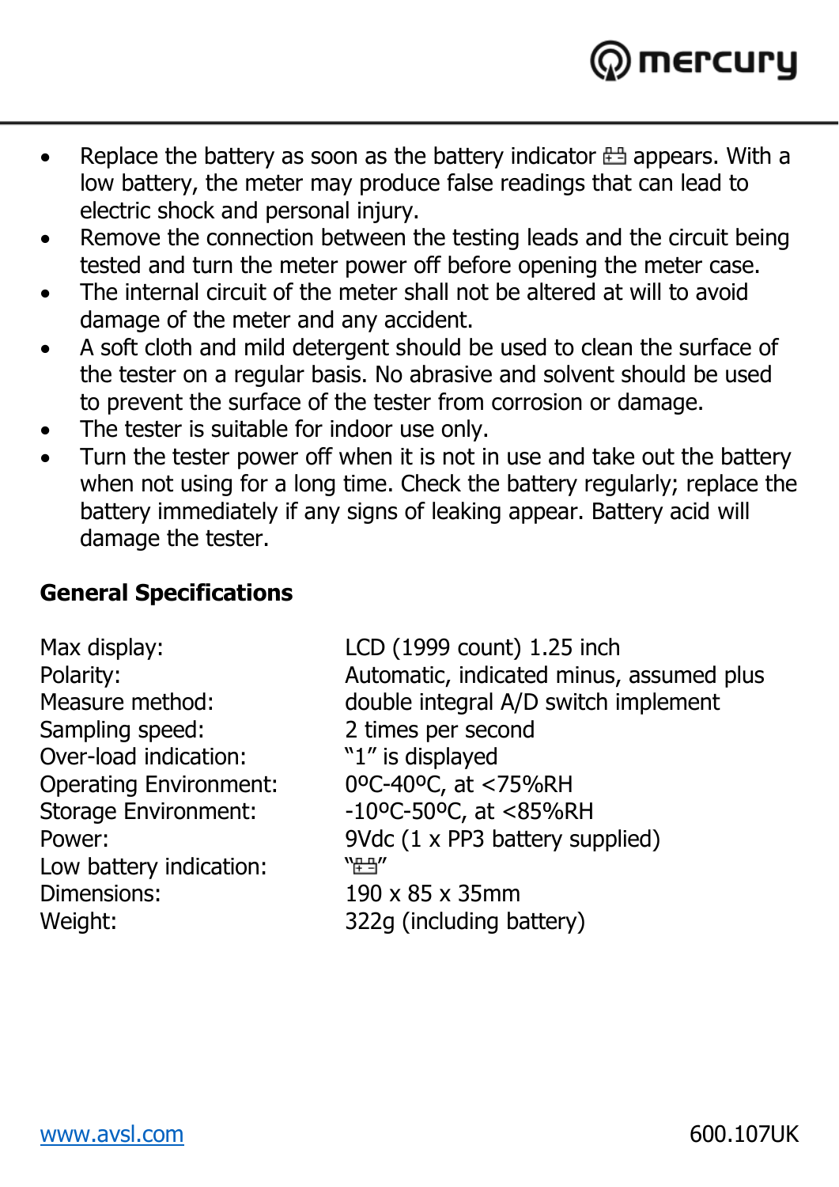- Replace the battery as soon as the battery indicator 🔋 appears. With a low battery, the meter may produce false readings that can lead to electric shock and personal injury.
- Remove the connection between the testing leads and the circuit being tested and turn the meter power off before opening the meter case.
- The internal circuit of the meter shall not be altered at will to avoid damage of the meter and any accident.
- A soft cloth and mild detergent should be used to clean the surface of the tester on a regular basis. No abrasive and solvent should be used to prevent the surface of the tester from corrosion or damage.
- The tester is suitable for indoor use only.
- Turn the tester power off when it is not in use and take out the battery when not using for a long time. Check the battery regularly; replace the battery immediately if any signs of leaking appear. Battery acid will damage the tester.

**General Specifications**

| | |
|---|---|
| Max display: | LCD (1999 count) 1.25 inch |
| Polarity: | Automatic, indicated minus, assumed plus |
| Measure method: | double integral A/D switch implement |
| Sampling speed: | 2 times per second |
| Over-load indication: | “1” is displayed |
| Operating Environment: | 0ºC-40ºC, at <75%RH |
| Storage Environment: | -10ºC-50ºC, at <85%RH |
| Power: | 9Vdc (1 x PP3 battery supplied) |
| Low battery indication: | “🔋” |
| Dimensions: | 190 x 85 x 35mm |
| Weight: | 322g (including battery) |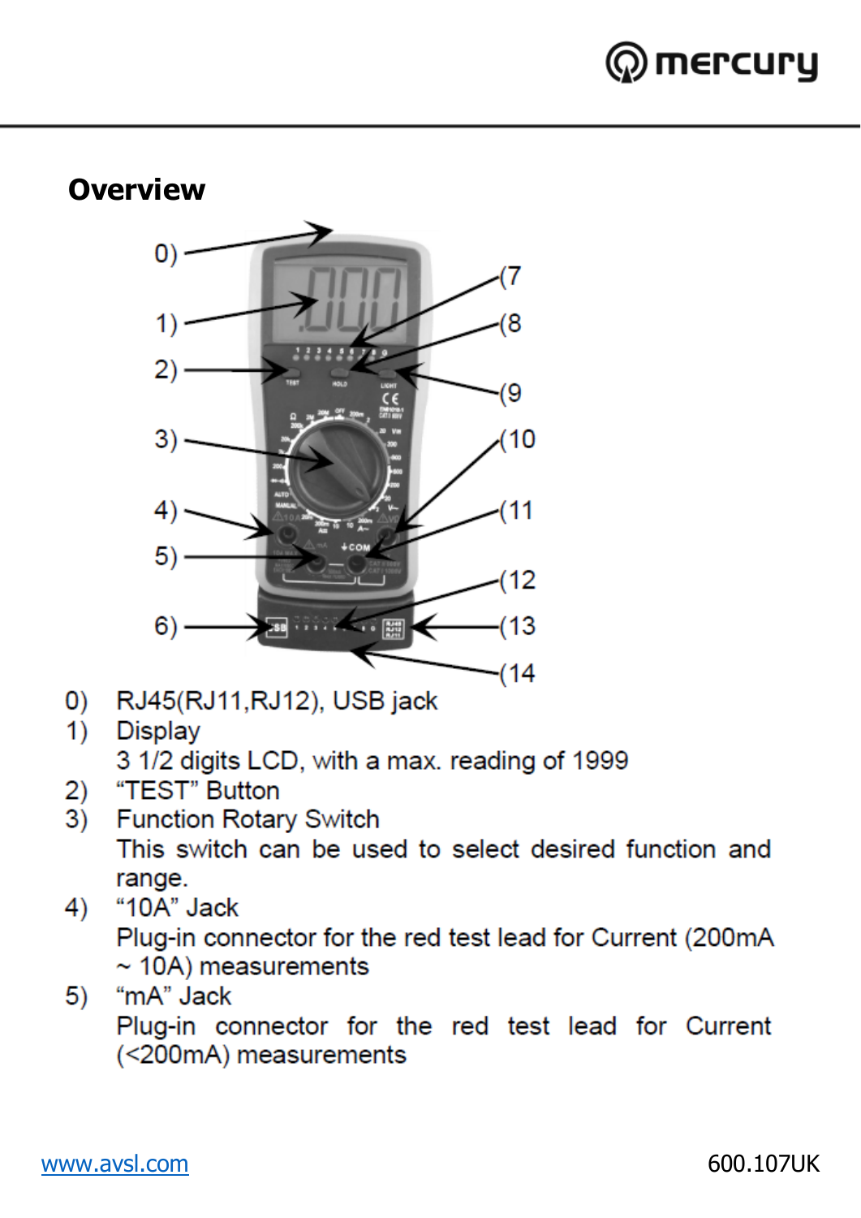## Overview

0) RJ45(RJ11,RJ12), USB jack
1) Display
   3 1/2 digits LCD, with a max. reading of 1999
2) "TEST" Button
3) Function Rotary Switch
   This switch can be used to select desired function and range.
4) "10A" Jack
   Plug-in connector for the red test lead for Current (200mA ~ 10A) measurements
5) "mA" Jack
   Plug-in connector for the red test lead for Current (<200mA) measurements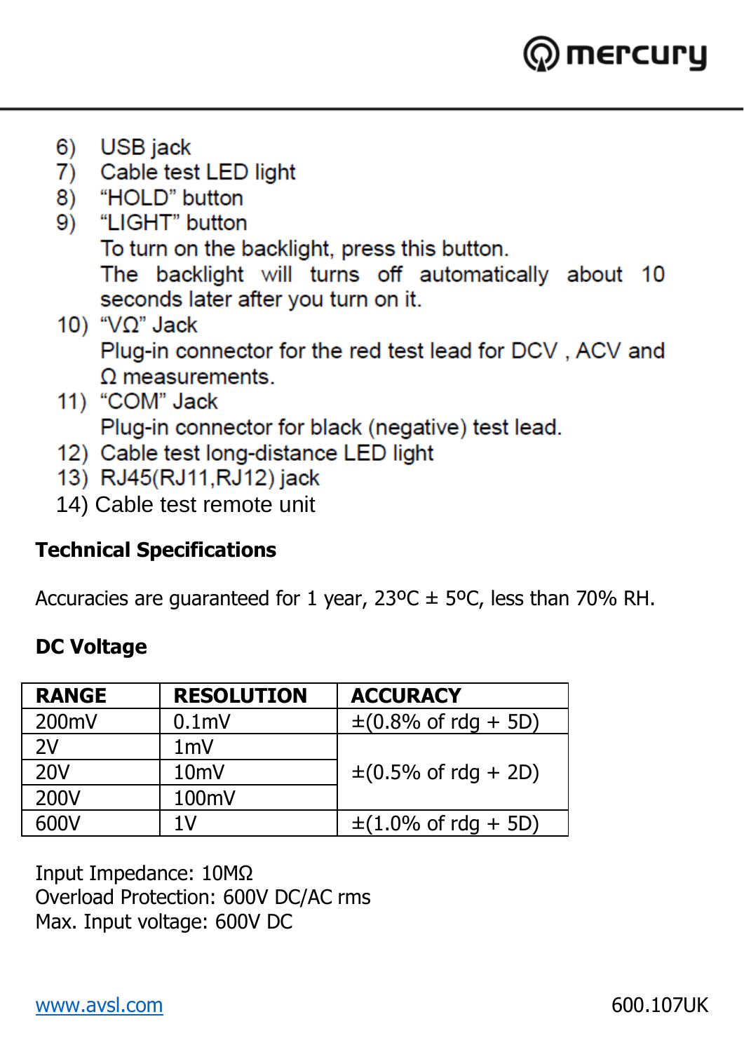6) USB jack
7) Cable test LED light
8) "HOLD" button
9) "LIGHT" button
   To turn on the backlight, press this button.
   The backlight will turns off automatically about 10 seconds later after you turn on it.
10) "VΩ" Jack
    Plug-in connector for the red test lead for DCV , ACV and Ω measurements.
11) "COM" Jack
    Plug-in connector for black (negative) test lead.
12) Cable test long-distance LED light
13) RJ45(RJ11,RJ12) jack
14) Cable test remote unit

## Technical Specifications

Accuracies are guaranteed for 1 year, 23ºC ± 5ºC, less than 70% RH.

### DC Voltage

| RANGE | RESOLUTION | ACCURACY |
|---|---|---|
| 200mV | 0.1mV | ±(0.8% of rdg + 5D) |
| 2V | 1mV | ±(0.5% of rdg + 2D) |
| 20V | 10mV | |
| 200V | 100mV | |
| 600V | 1V | ±(1.0% of rdg + 5D) |

Input Impedance: 10MΩ
Overload Protection: 600V DC/AC rms
Max. Input voltage: 600V DC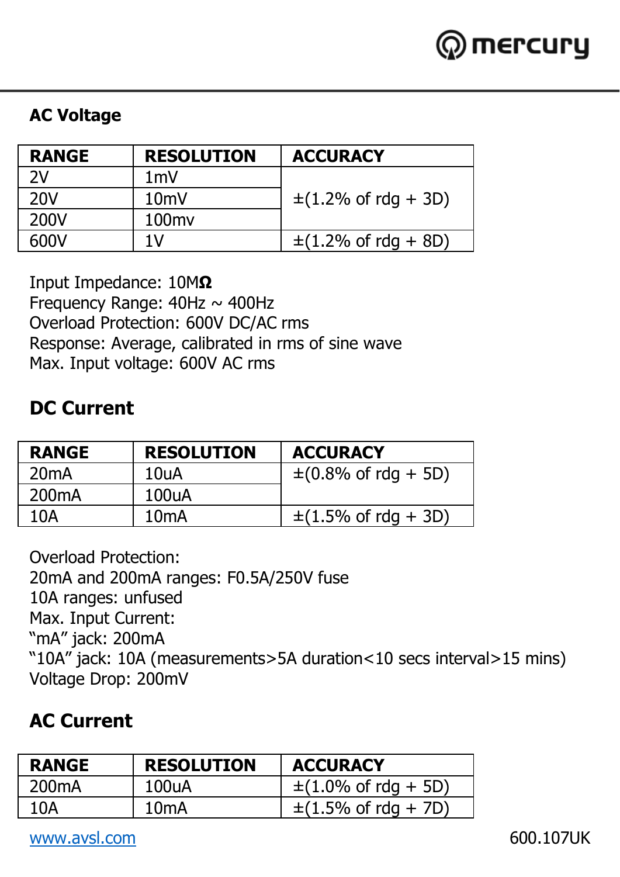## AC Voltage

| RANGE | RESOLUTION | ACCURACY |
|---|---|---|
| 2V | 1mV | ±(1.2% of rdg + 3D) |
| 20V | 10mV | |
| 200V | 100mv | |
| 600V | 1V | ±(1.2% of rdg + 8D) |

Input Impedance: 10M**Ω**
Frequency Range: 40Hz ~ 400Hz
Overload Protection: 600V DC/AC rms
Response: Average, calibrated in rms of sine wave
Max. Input voltage: 600V AC rms

## DC Current

| RANGE | RESOLUTION | ACCURACY |
|---|---|---|
| 20mA | 10uA | ±(0.8% of rdg + 5D) |
| 200mA | 100uA | |
| 10A | 10mA | ±(1.5% of rdg + 3D) |

Overload Protection:
20mA and 200mA ranges: F0.5A/250V fuse
10A ranges: unfused
Max. Input Current:
"mA" jack: 200mA
"10A" jack: 10A (measurements>5A duration<10 secs interval>15 mins)
Voltage Drop: 200mV

## AC Current

| RANGE | RESOLUTION | ACCURACY |
|---|---|---|
| 200mA | 100uA | ±(1.0% of rdg + 5D) |
| 10A | 10mA | ±(1.5% of rdg + 7D) |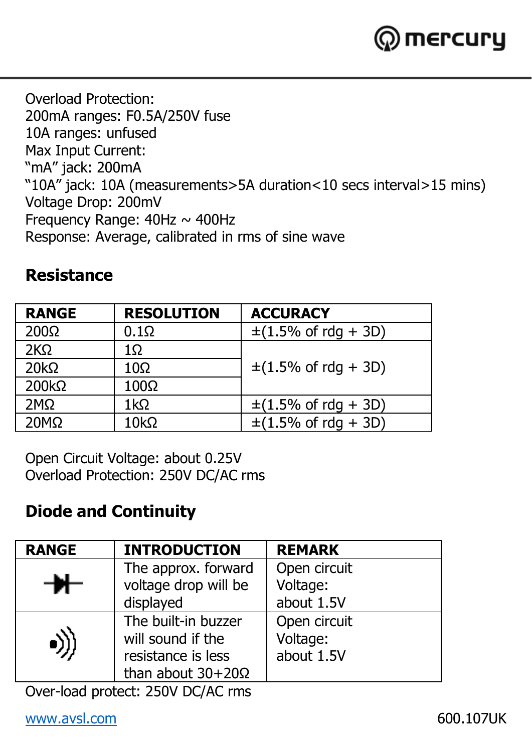Overload Protection:
200mA ranges: F0.5A/250V fuse
10A ranges: unfused
Max Input Current:
"mA" jack: 200mA
"10A" jack: 10A (measurements>5A duration<10 secs interval>15 mins)
Voltage Drop: 200mV
Frequency Range: 40Hz ~ 400Hz
Response: Average, calibrated in rms of sine wave

## Resistance

| RANGE | RESOLUTION | ACCURACY |
|---|---|---|
| 200Ω | 0.1Ω | ±(1.5% of rdg + 3D) |
| 2KΩ | 1Ω | ±(1.5% of rdg + 3D) |
| 20kΩ | 10Ω | |
| 200kΩ | 100Ω | |
| 2MΩ | 1kΩ | ±(1.5% of rdg + 3D) |
| 20MΩ | 10kΩ | ±(1.5% of rdg + 3D) |

Open Circuit Voltage: about 0.25V
Overload Protection: 250V DC/AC rms

## Diode and Continuity

| RANGE | INTRODUCTION | REMARK |
|---|---|---|
| Diode | The approx. forward voltage drop will be displayed | Open circuit Voltage: about 1.5V |
| Continuity | The built-in buzzer will sound if the resistance is less than about 30+20Ω | Open circuit Voltage: about 1.5V |

Over-load protect: 250V DC/AC rms

www.avsl.com 600.107UK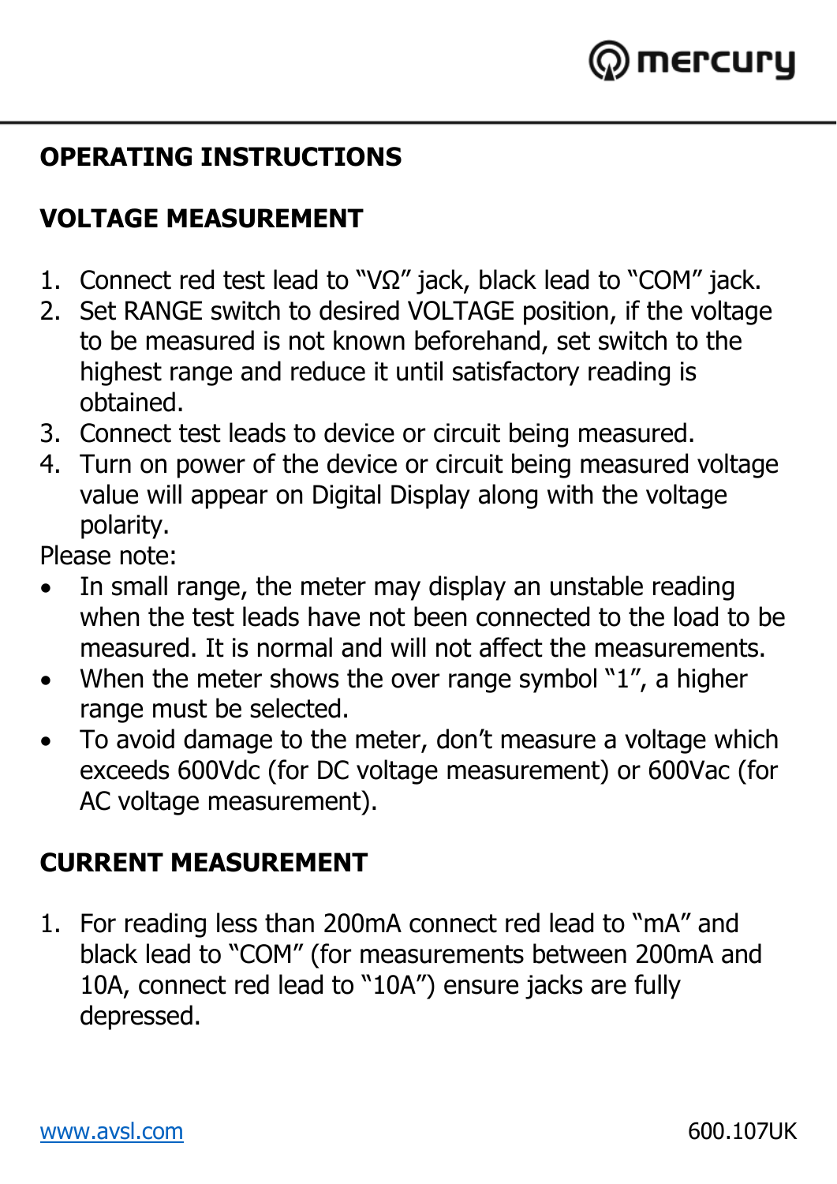## OPERATING INSTRUCTIONS

### VOLTAGE MEASUREMENT

1. Connect red test lead to "VΩ" jack, black lead to "COM" jack.
2. Set RANGE switch to desired VOLTAGE position, if the voltage to be measured is not known beforehand, set switch to the highest range and reduce it until satisfactory reading is obtained.
3. Connect test leads to device or circuit being measured.
4. Turn on power of the device or circuit being measured voltage value will appear on Digital Display along with the voltage polarity.

Please note:

- In small range, the meter may display an unstable reading when the test leads have not been connected to the load to be measured. It is normal and will not affect the measurements.
- When the meter shows the over range symbol "1", a higher range must be selected.
- To avoid damage to the meter, don't measure a voltage which exceeds 600Vdc (for DC voltage measurement) or 600Vac (for AC voltage measurement).

### CURRENT MEASUREMENT

1. For reading less than 200mA connect red lead to "mA" and black lead to "COM" (for measurements between 200mA and 10A, connect red lead to "10A") ensure jacks are fully depressed.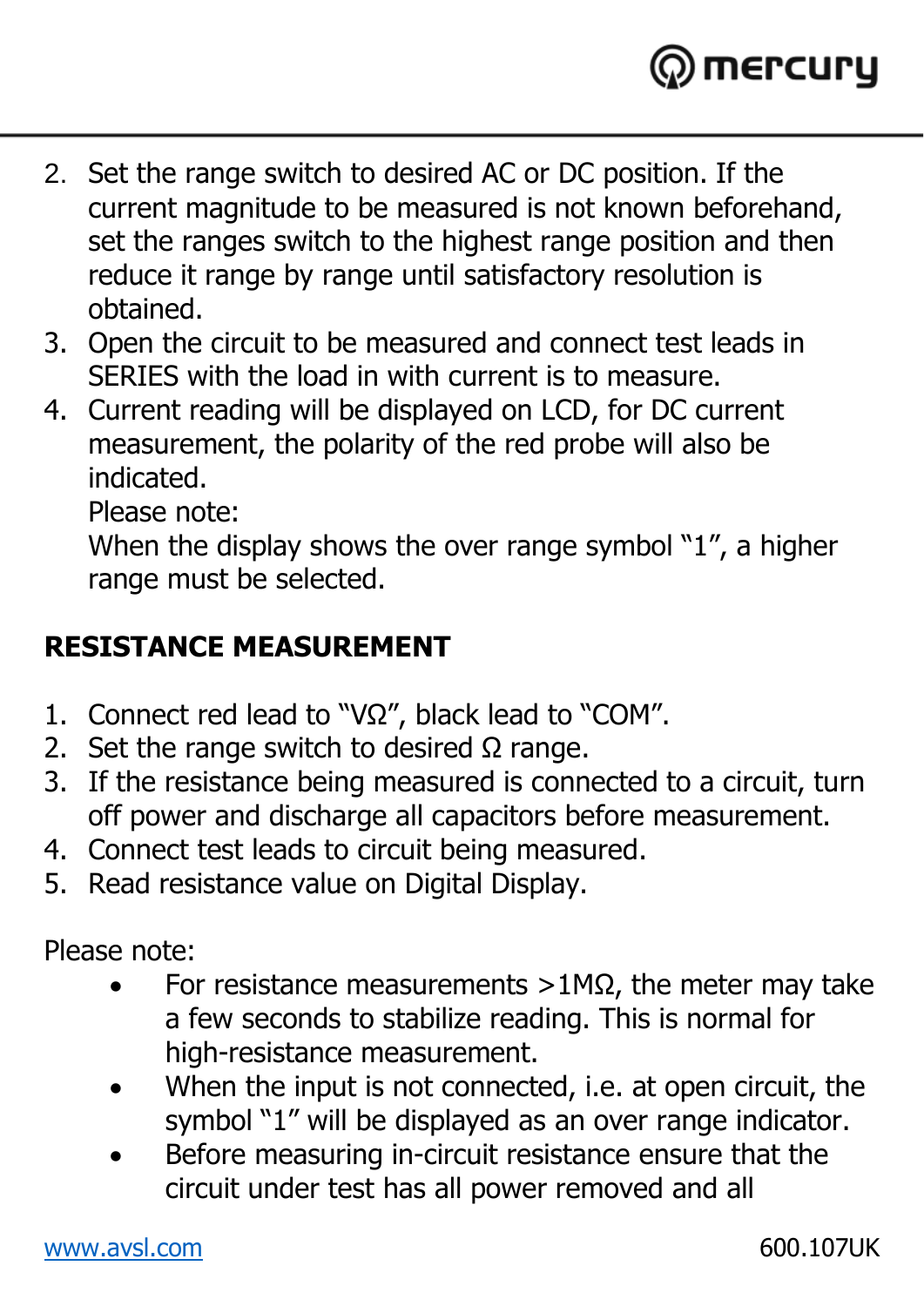2. Set the range switch to desired AC or DC position. If the current magnitude to be measured is not known beforehand, set the ranges switch to the highest range position and then reduce it range by range until satisfactory resolution is obtained.
3. Open the circuit to be measured and connect test leads in SERIES with the load in with current is to measure.
4. Current reading will be displayed on LCD, for DC current measurement, the polarity of the red probe will also be indicated.
   Please note:
   When the display shows the over range symbol "1", a higher range must be selected.

## RESISTANCE MEASUREMENT

1. Connect red lead to "VΩ", black lead to "COM".
2. Set the range switch to desired Ω range.
3. If the resistance being measured is connected to a circuit, turn off power and discharge all capacitors before measurement.
4. Connect test leads to circuit being measured.
5. Read resistance value on Digital Display.

Please note:

- For resistance measurements >1MΩ, the meter may take a few seconds to stabilize reading. This is normal for high-resistance measurement.
- When the input is not connected, i.e. at open circuit, the symbol "1" will be displayed as an over range indicator.
- Before measuring in-circuit resistance ensure that the circuit under test has all power removed and all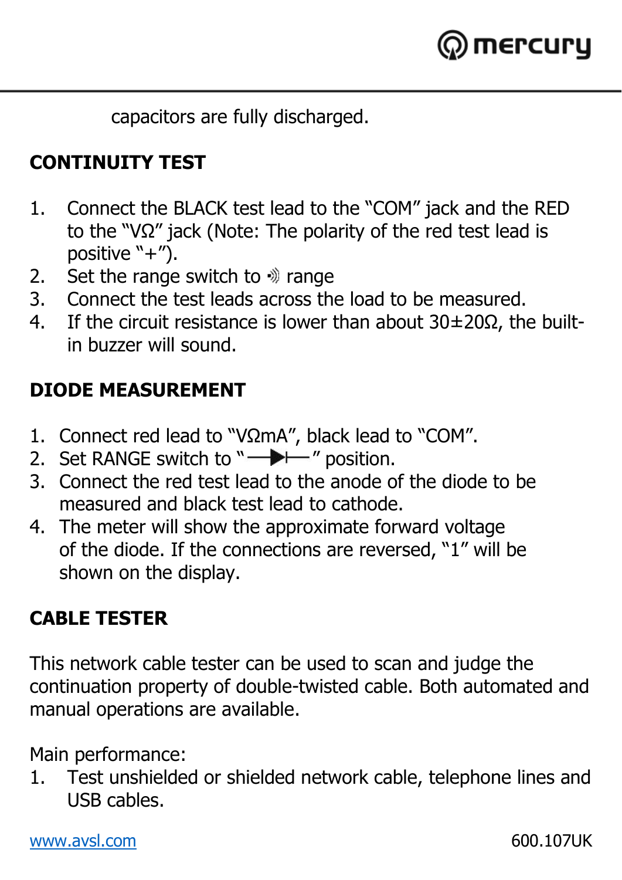capacitors are fully discharged.

## CONTINUITY TEST

1. Connect the BLACK test lead to the "COM" jack and the RED to the "VΩ" jack (Note: The polarity of the red test lead is positive "+").
2. Set the range switch to 🔊 range
3. Connect the test leads across the load to be measured.
4. If the circuit resistance is lower than about 30±20Ω, the built-in buzzer will sound.

## DIODE MEASUREMENT

1. Connect red lead to "VΩmA", black lead to "COM".
2. Set RANGE switch to "—▶|—" position.
3. Connect the red test lead to the anode of the diode to be measured and black test lead to cathode.
4. The meter will show the approximate forward voltage of the diode. If the connections are reversed, "1" will be shown on the display.

## CABLE TESTER

This network cable tester can be used to scan and judge the continuation property of double-twisted cable. Both automated and manual operations are available.

Main performance:

1. Test unshielded or shielded network cable, telephone lines and USB cables.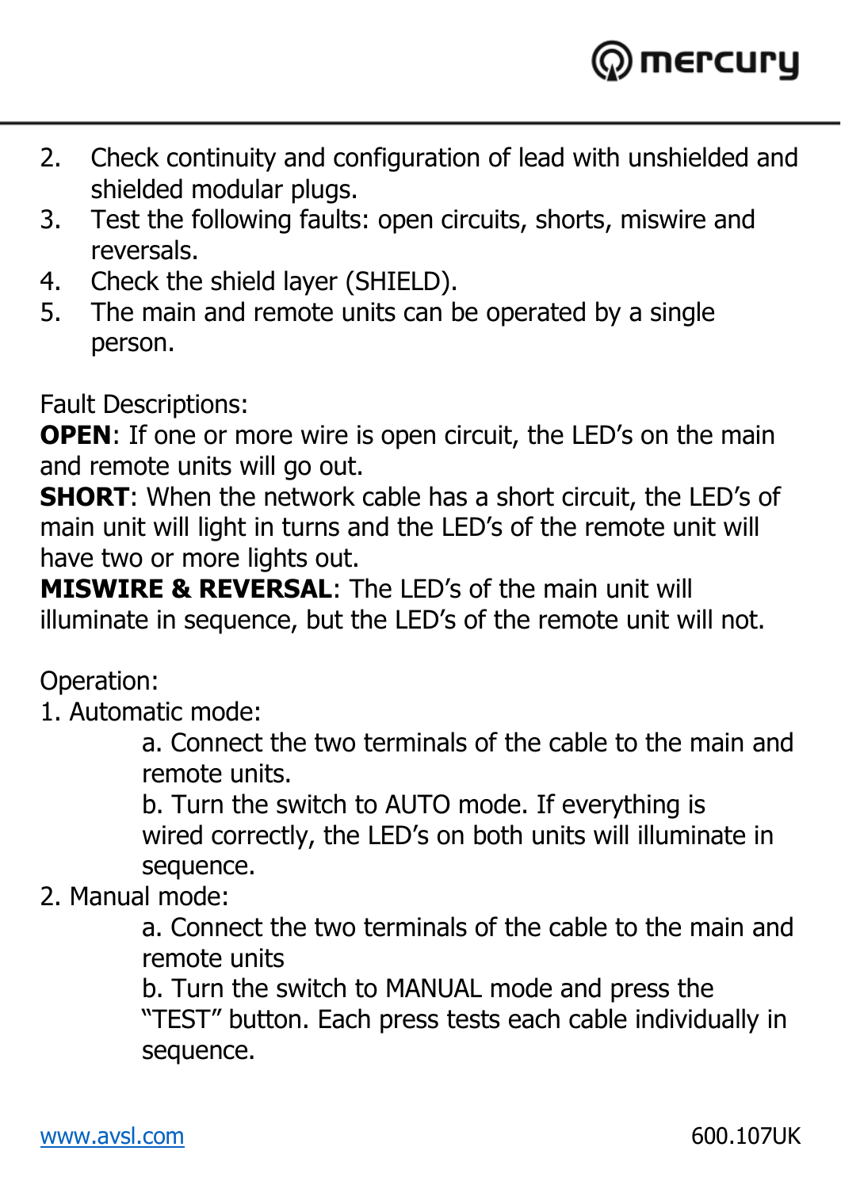2. Check continuity and configuration of lead with unshielded and shielded modular plugs.
3. Test the following faults: open circuits, shorts, miswire and reversals.
4. Check the shield layer (SHIELD).
5. The main and remote units can be operated by a single person.

Fault Descriptions:
**OPEN**: If one or more wire is open circuit, the LED's on the main and remote units will go out.
**SHORT**: When the network cable has a short circuit, the LED's of main unit will light in turns and the LED's of the remote unit will have two or more lights out.
**MISWIRE & REVERSAL**: The LED's of the main unit will illuminate in sequence, but the LED's of the remote unit will not.

Operation:
1. Automatic mode:
   a. Connect the two terminals of the cable to the main and remote units.
   b. Turn the switch to AUTO mode. If everything is wired correctly, the LED's on both units will illuminate in sequence.
2. Manual mode:
   a. Connect the two terminals of the cable to the main and remote units
   b. Turn the switch to MANUAL mode and press the "TEST" button. Each press tests each cable individually in sequence.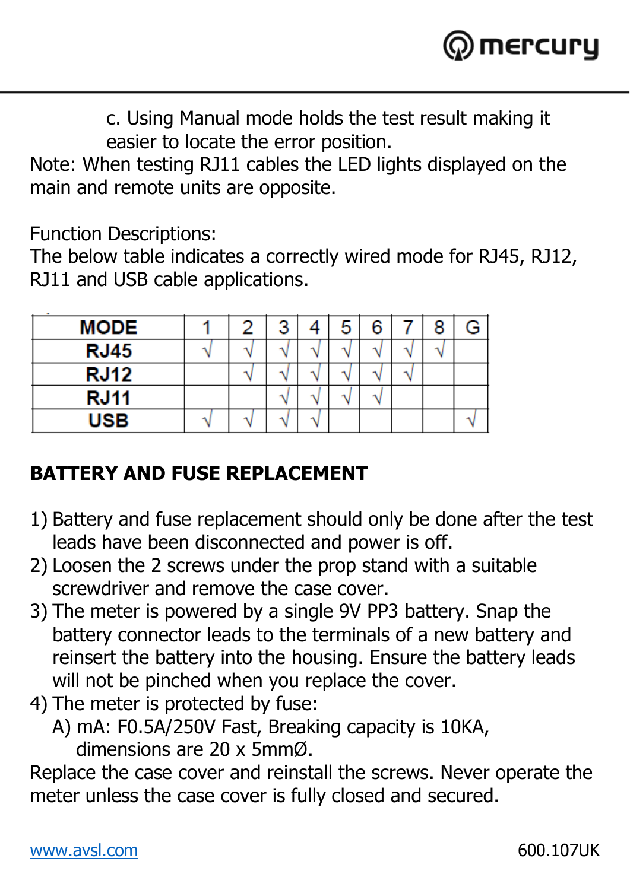c. Using Manual mode holds the test result making it easier to locate the error position.

Note: When testing RJ11 cables the LED lights displayed on the main and remote units are opposite.

Function Descriptions:
The below table indicates a correctly wired mode for RJ45, RJ12, RJ11 and USB cable applications.

| MODE | 1 | 2 | 3 | 4 | 5 | 6 | 7 | 8 | G |
|---|---|---|---|---|---|---|---|---|---|
| RJ45 | √ | √ | √ | √ | √ | √ | √ | √ | |
| RJ12 | | √ | √ | √ | √ | √ | √ | | |
| RJ11 | | | √ | √ | √ | √ | | | |
| USB | √ | √ | √ | √ | | | | | √ |

## BATTERY AND FUSE REPLACEMENT

1) Battery and fuse replacement should only be done after the test leads have been disconnected and power is off.
2) Loosen the 2 screws under the prop stand with a suitable screwdriver and remove the case cover.
3) The meter is powered by a single 9V PP3 battery. Snap the battery connector leads to the terminals of a new battery and reinsert the battery into the housing. Ensure the battery leads will not be pinched when you replace the cover.
4) The meter is protected by fuse:
   A) mA: F0.5A/250V Fast, Breaking capacity is 10KA, dimensions are 20 x 5mmØ.

Replace the case cover and reinstall the screws. Never operate the meter unless the case cover is fully closed and secured.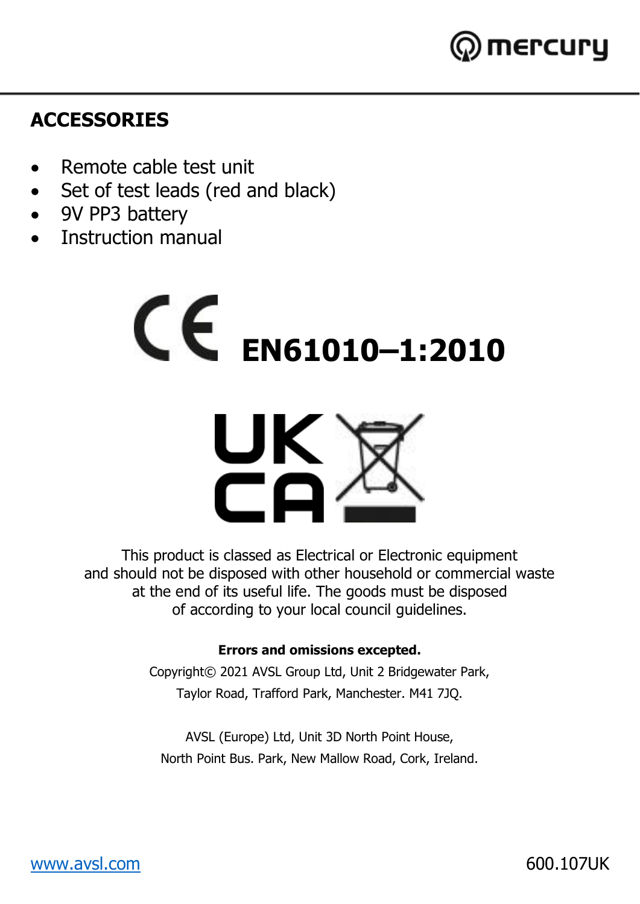## ACCESSORIES

- Remote cable test unit
- Set of test leads (red and black)
- 9V PP3 battery
- Instruction manual

**EN61010–1:2010**

This product is classed as Electrical or Electronic equipment and should not be disposed with other household or commercial waste at the end of its useful life. The goods must be disposed of according to your local council guidelines.

**Errors and omissions excepted.**

Copyright© 2021 AVSL Group Ltd, Unit 2 Bridgewater Park, Taylor Road, Trafford Park, Manchester. M41 7JQ.

AVSL (Europe) Ltd, Unit 3D North Point House, North Point Bus. Park, New Mallow Road, Cork, Ireland.

www.avsl.com

600.107UK